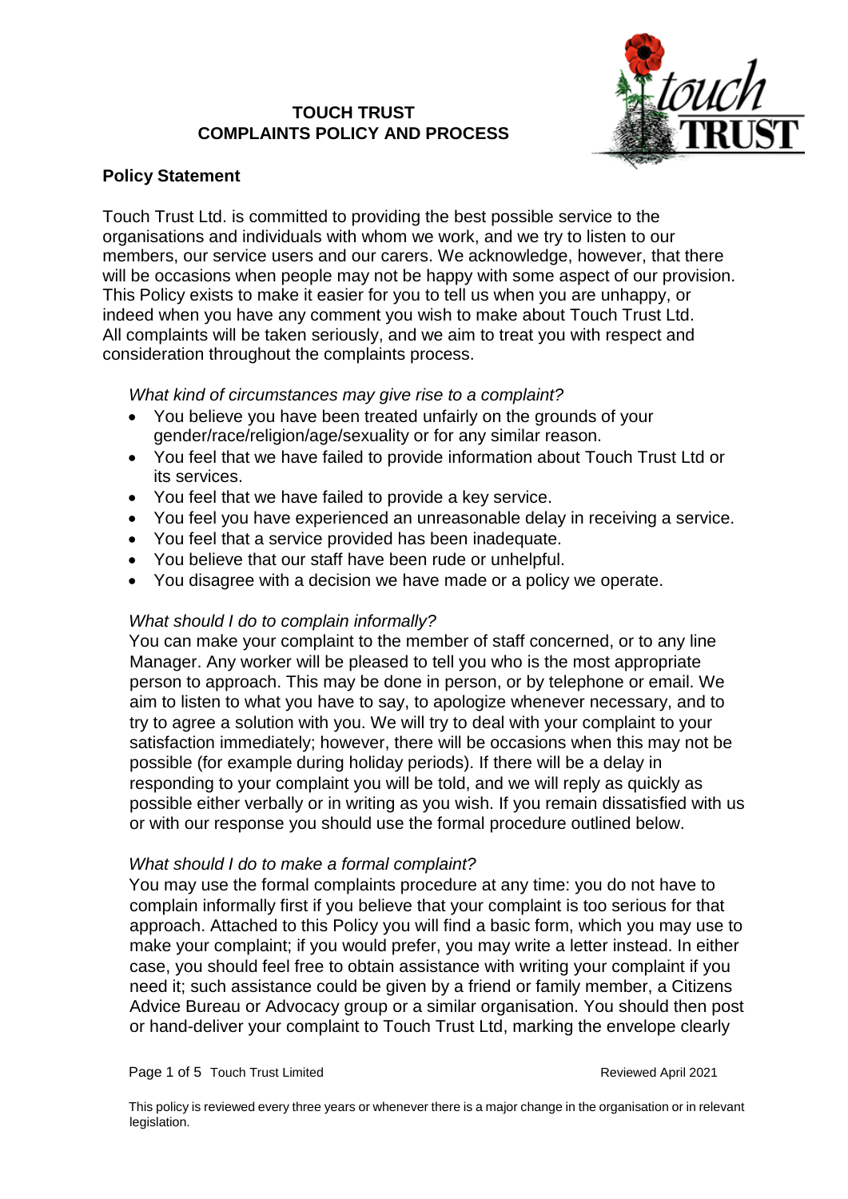# TOUCH TRUST
# COMPLAINTS POLICY AND PROCESS

## Policy Statement

Touch Trust Ltd. is committed to providing the best possible service to the organisations and individuals with whom we work, and we try to listen to our members, our service users and our carers. We acknowledge, however, that there will be occasions when people may not be happy with some aspect of our provision. This Policy exists to make it easier for you to tell us when you are unhappy, or indeed when you have any comment you wish to make about Touch Trust Ltd. All complaints will be taken seriously, and we aim to treat you with respect and consideration throughout the complaints process.

*What kind of circumstances may give rise to a complaint?*

- You believe you have been treated unfairly on the grounds of your gender/race/religion/age/sexuality or for any similar reason.
- You feel that we have failed to provide information about Touch Trust Ltd or its services.
- You feel that we have failed to provide a key service.
- You feel you have experienced an unreasonable delay in receiving a service.
- You feel that a service provided has been inadequate.
- You believe that our staff have been rude or unhelpful.
- You disagree with a decision we have made or a policy we operate.

*What should I do to complain informally?*

You can make your complaint to the member of staff concerned, or to any line Manager. Any worker will be pleased to tell you who is the most appropriate person to approach. This may be done in person, or by telephone or email. We aim to listen to what you have to say, to apologize whenever necessary, and to try to agree a solution with you. We will try to deal with your complaint to your satisfaction immediately; however, there will be occasions when this may not be possible (for example during holiday periods). If there will be a delay in responding to your complaint you will be told, and we will reply as quickly as possible either verbally or in writing as you wish. If you remain dissatisfied with us or with our response you should use the formal procedure outlined below.

*What should I do to make a formal complaint?*

You may use the formal complaints procedure at any time: you do not have to complain informally first if you believe that your complaint is too serious for that approach. Attached to this Policy you will find a basic form, which you may use to make your complaint; if you would prefer, you may write a letter instead. In either case, you should feel free to obtain assistance with writing your complaint if you need it; such assistance could be given by a friend or family member, a Citizens Advice Bureau or Advocacy group or a similar organisation. You should then post or hand-deliver your complaint to Touch Trust Ltd, marking the envelope clearly

This policy is reviewed every three years or whenever there is a major change in the organisation or in relevant legislation.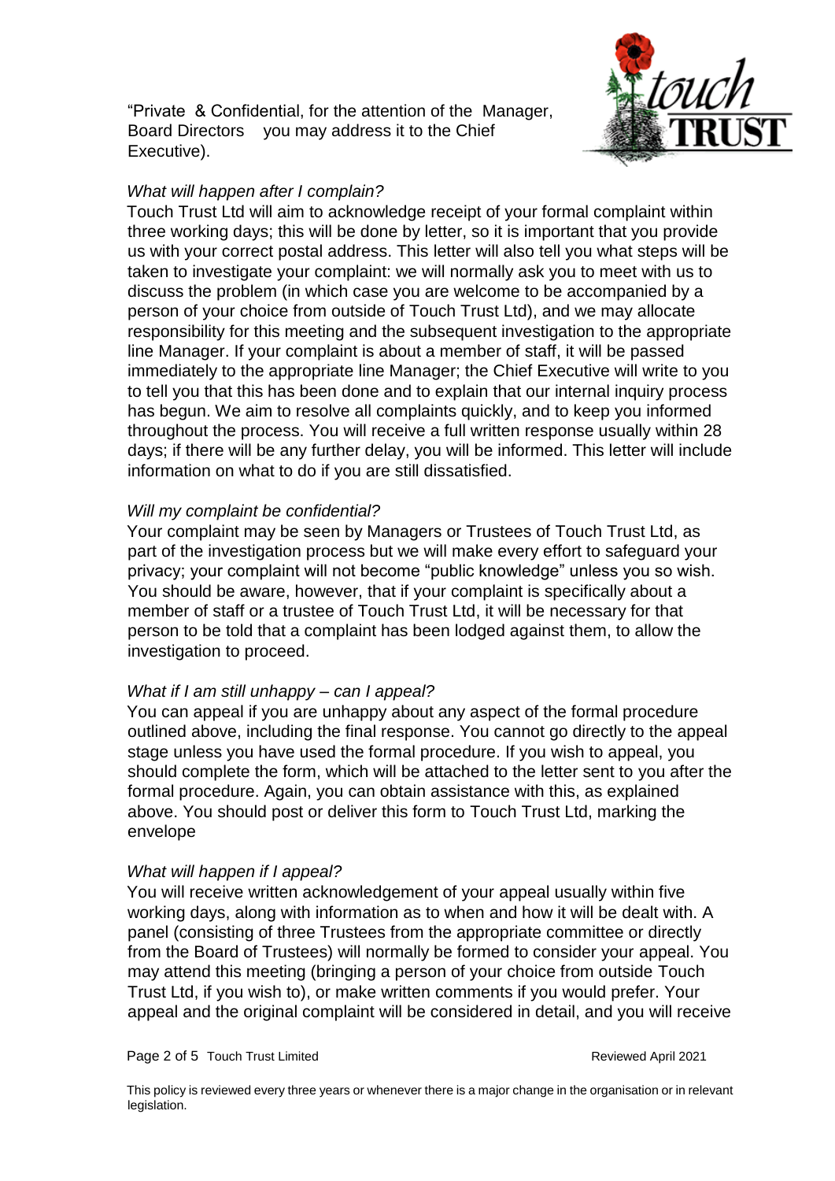"Private & Confidential, for the attention of the Manager, Board Directors you may address it to the Chief Executive).

*What will happen after I complain?*

Touch Trust Ltd will aim to acknowledge receipt of your formal complaint within three working days; this will be done by letter, so it is important that you provide us with your correct postal address. This letter will also tell you what steps will be taken to investigate your complaint: we will normally ask you to meet with us to discuss the problem (in which case you are welcome to be accompanied by a person of your choice from outside of Touch Trust Ltd), and we may allocate responsibility for this meeting and the subsequent investigation to the appropriate line Manager. If your complaint is about a member of staff, it will be passed immediately to the appropriate line Manager; the Chief Executive will write to you to tell you that this has been done and to explain that our internal inquiry process has begun. We aim to resolve all complaints quickly, and to keep you informed throughout the process. You will receive a full written response usually within 28 days; if there will be any further delay, you will be informed. This letter will include information on what to do if you are still dissatisfied.

*Will my complaint be confidential?*

Your complaint may be seen by Managers or Trustees of Touch Trust Ltd, as part of the investigation process but we will make every effort to safeguard your privacy; your complaint will not become "public knowledge" unless you so wish. You should be aware, however, that if your complaint is specifically about a member of staff or a trustee of Touch Trust Ltd, it will be necessary for that person to be told that a complaint has been lodged against them, to allow the investigation to proceed.

*What if I am still unhappy – can I appeal?*

You can appeal if you are unhappy about any aspect of the formal procedure outlined above, including the final response. You cannot go directly to the appeal stage unless you have used the formal procedure. If you wish to appeal, you should complete the form, which will be attached to the letter sent to you after the formal procedure. Again, you can obtain assistance with this, as explained above. You should post or deliver this form to Touch Trust Ltd, marking the envelope

*What will happen if I appeal?*

You will receive written acknowledgement of your appeal usually within five working days, along with information as to when and how it will be dealt with. A panel (consisting of three Trustees from the appropriate committee or directly from the Board of Trustees) will normally be formed to consider your appeal. You may attend this meeting (bringing a person of your choice from outside Touch Trust Ltd, if you wish to), or make written comments if you would prefer. Your appeal and the original complaint will be considered in detail, and you will receive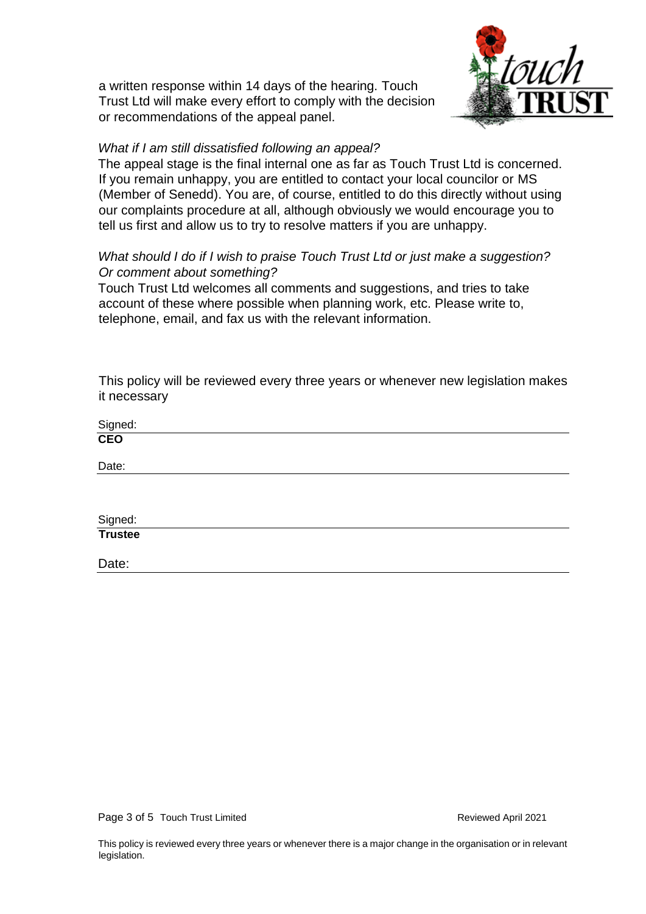a written response within 14 days of the hearing. Touch Trust Ltd will make every effort to comply with the decision or recommendations of the appeal panel.

*What if I am still dissatisfied following an appeal?*

The appeal stage is the final internal one as far as Touch Trust Ltd is concerned. If you remain unhappy, you are entitled to contact your local councilor or MS (Member of Senedd). You are, of course, entitled to do this directly without using our complaints procedure at all, although obviously we would encourage you to tell us first and allow us to try to resolve matters if you are unhappy.

*What should I do if I wish to praise Touch Trust Ltd or just make a suggestion? Or comment about something?*

Touch Trust Ltd welcomes all comments and suggestions, and tries to take account of these where possible when planning work, etc. Please write to, telephone, email, and fax us with the relevant information.

This policy will be reviewed every three years or whenever new legislation makes it necessary

Signed: \_\_\_\_\_\_\_\_\_\_\_\_\_\_\_\_\_\_\_\_
**CEO**

Date: \_\_\_\_\_\_\_\_\_\_\_\_\_\_\_\_\_\_\_\_

Signed: \_\_\_\_\_\_\_\_\_\_\_\_\_\_\_\_\_\_\_\_
**Trustee**

Date: \_\_\_\_\_\_\_\_\_\_\_\_\_\_\_\_\_\_\_\_

This policy is reviewed every three years or whenever there is a major change in the organisation or in relevant legislation.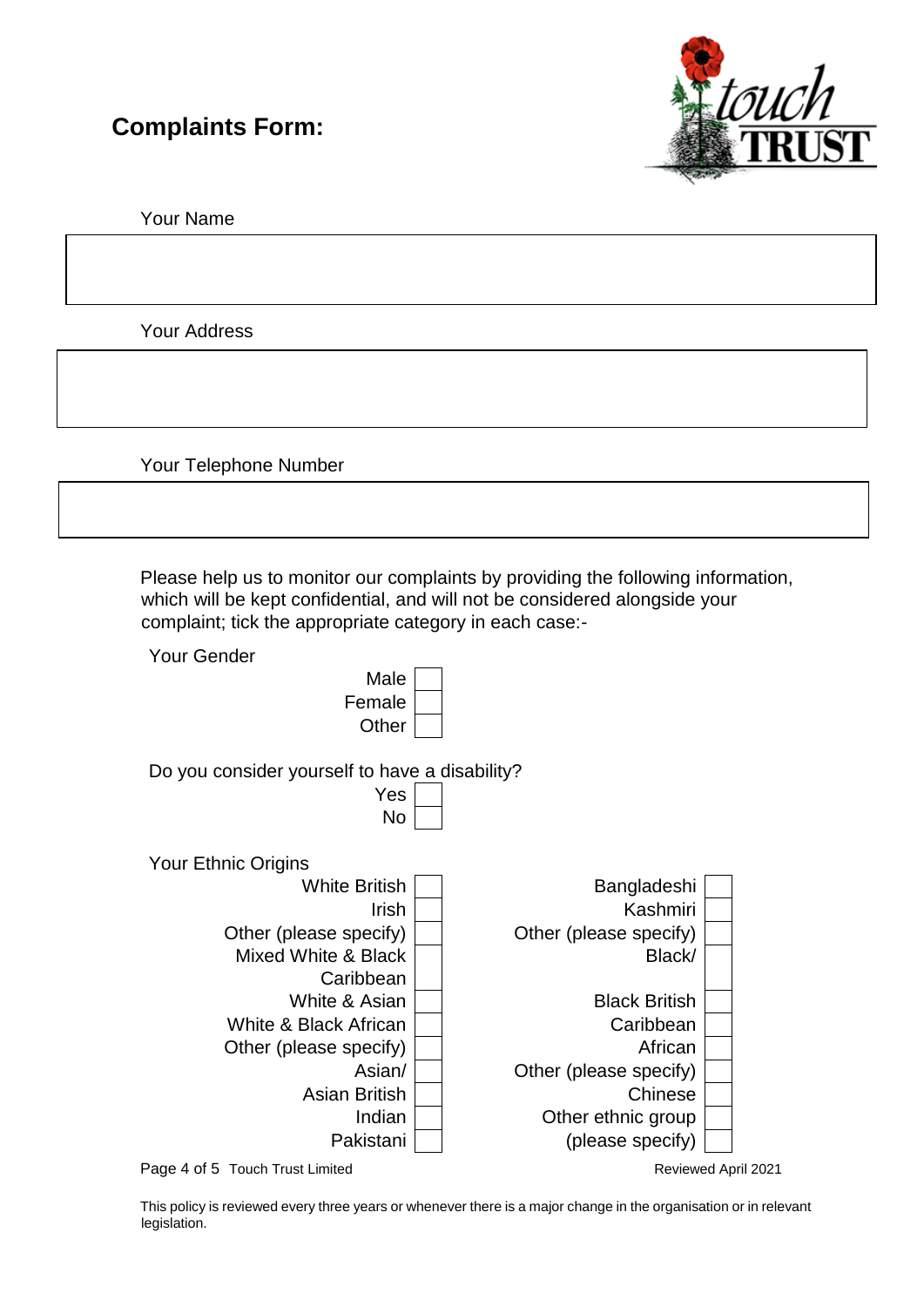## Complaints Form:

Your Name

&nbsp;

Your Address

&nbsp;

Your Telephone Number

&nbsp;

Please help us to monitor our complaints by providing the following information, which will be kept confidential, and will not be considered alongside your complaint; tick the appropriate category in each case:-

Your Gender

- Male ☐
- Female ☐
- Other ☐

Do you consider yourself to have a disability?

- Yes ☐
- No ☐

Your Ethnic Origins

| | | | |
|---|---|---|---|
| White British | ☐ | Bangladeshi | ☐ |
| Irish | ☐ | Kashmiri | ☐ |
| Other (please specify) | ☐ | Other (please specify) | ☐ |
| Mixed White & Black Caribbean | ☐ | Black/ Black British | ☐ |
| White & Asian | ☐ | Caribbean | ☐ |
| White & Black African | ☐ | African | ☐ |
| Other (please specify) | ☐ | Other (please specify) | ☐ |
| Asian/ Asian British | ☐ | Chinese | ☐ |
| Indian | ☐ | Other ethnic group (please specify) | ☐ |
| Pakistani | ☐ | | |

Touch Trust Limited

Reviewed April 2021

This policy is reviewed every three years or whenever there is a major change in the organisation or in relevant legislation.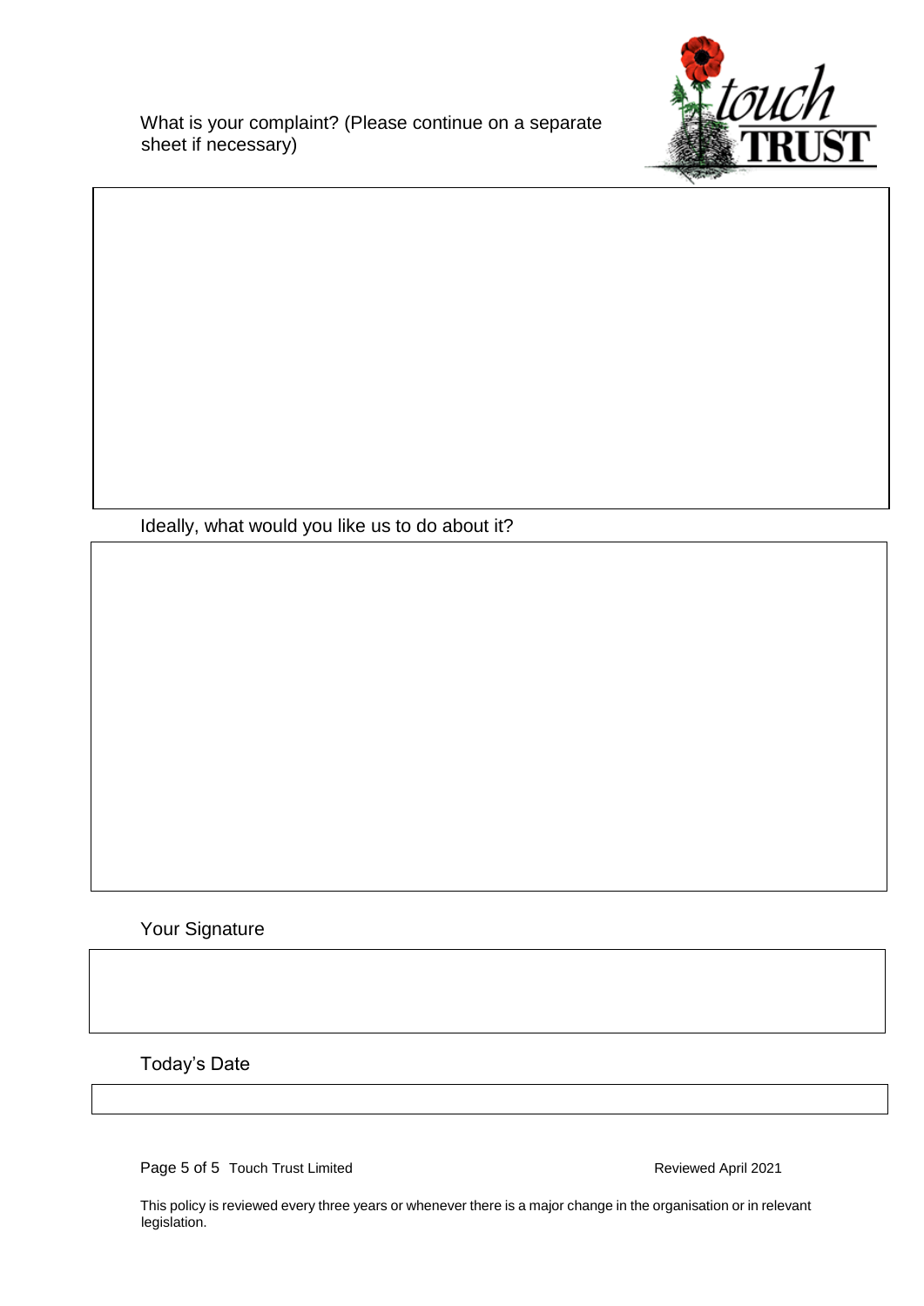What is your complaint? (Please continue on a separate sheet if necessary)

Ideally, what would you like us to do about it?

Your Signature

Today's Date

This policy is reviewed every three years or whenever there is a major change in the organisation or in relevant legislation.